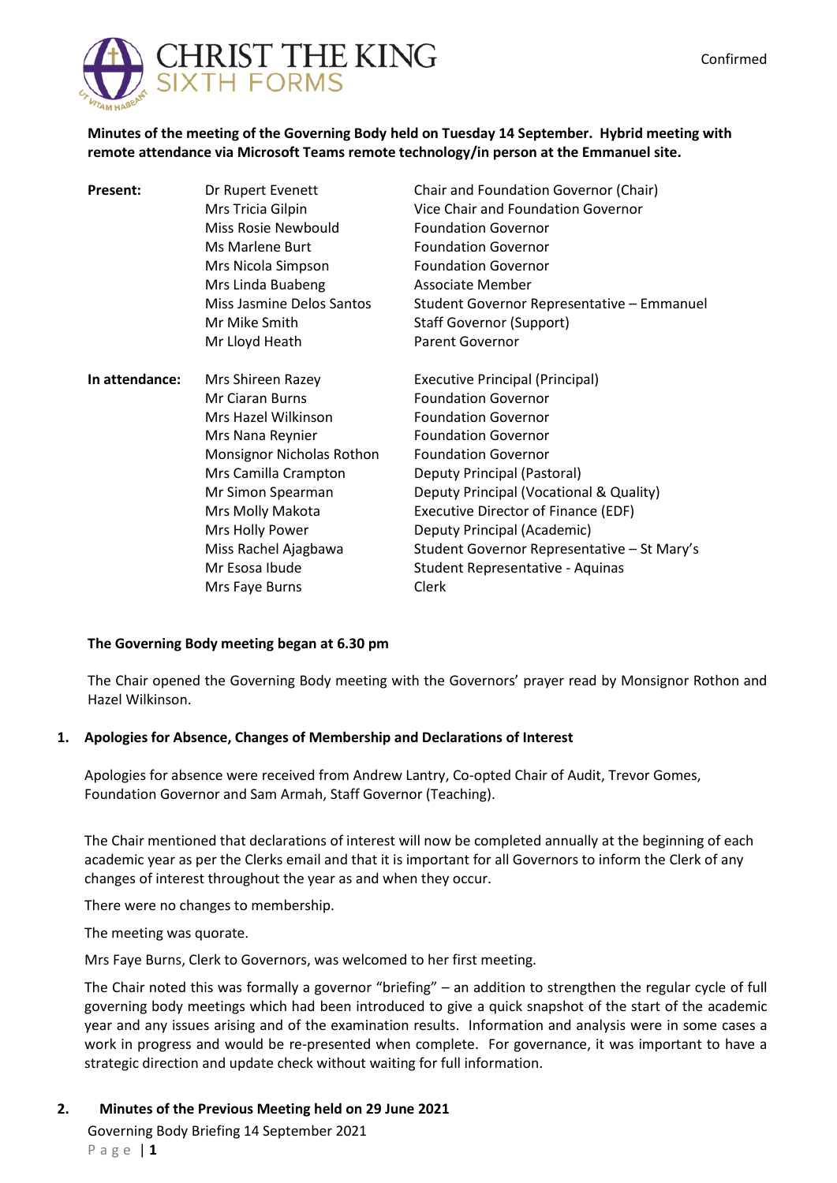Confirmed

**Minutes of the meeting of the Governing Body held on Tuesday 14 September. Hybrid meeting with remote attendance via Microsoft Teams remote technology/in person at the Emmanuel site.**

| | | |
|---|---|---|
| **Present:** | Dr Rupert Evenett | Chair and Foundation Governor (Chair) |
| | Mrs Tricia Gilpin | Vice Chair and Foundation Governor |
| | Miss Rosie Newbould | Foundation Governor |
| | Ms Marlene Burt | Foundation Governor |
| | Mrs Nicola Simpson | Foundation Governor |
| | Mrs Linda Buabeng | Associate Member |
| | Miss Jasmine Delos Santos | Student Governor Representative – Emmanuel |
| | Mr Mike Smith | Staff Governor (Support) |
| | Mr Lloyd Heath | Parent Governor |
| **In attendance:** | Mrs Shireen Razey | Executive Principal (Principal) |
| | Mr Ciaran Burns | Foundation Governor |
| | Mrs Hazel Wilkinson | Foundation Governor |
| | Mrs Nana Reynier | Foundation Governor |
| | Monsignor Nicholas Rothon | Foundation Governor |
| | Mrs Camilla Crampton | Deputy Principal (Pastoral) |
| | Mr Simon Spearman | Deputy Principal (Vocational & Quality) |
| | Mrs Molly Makota | Executive Director of Finance (EDF) |
| | Mrs Holly Power | Deputy Principal (Academic) |
| | Miss Rachel Ajagbawa | Student Governor Representative – St Mary's |
| | Mr Esosa Ibude | Student Representative - Aquinas |
| | Mrs Faye Burns | Clerk |

**The Governing Body meeting began at 6.30 pm**

The Chair opened the Governing Body meeting with the Governors' prayer read by Monsignor Rothon and Hazel Wilkinson.

## 1. Apologies for Absence, Changes of Membership and Declarations of Interest

Apologies for absence were received from Andrew Lantry, Co-opted Chair of Audit, Trevor Gomes, Foundation Governor and Sam Armah, Staff Governor (Teaching).

The Chair mentioned that declarations of interest will now be completed annually at the beginning of each academic year as per the Clerks email and that it is important for all Governors to inform the Clerk of any changes of interest throughout the year as and when they occur.

There were no changes to membership.

The meeting was quorate.

Mrs Faye Burns, Clerk to Governors, was welcomed to her first meeting.

The Chair noted this was formally a governor "briefing" – an addition to strengthen the regular cycle of full governing body meetings which had been introduced to give a quick snapshot of the start of the academic year and any issues arising and of the examination results. Information and analysis were in some cases a work in progress and would be re-presented when complete. For governance, it was important to have a strategic direction and update check without waiting for full information.

## 2. Minutes of the Previous Meeting held on 29 June 2021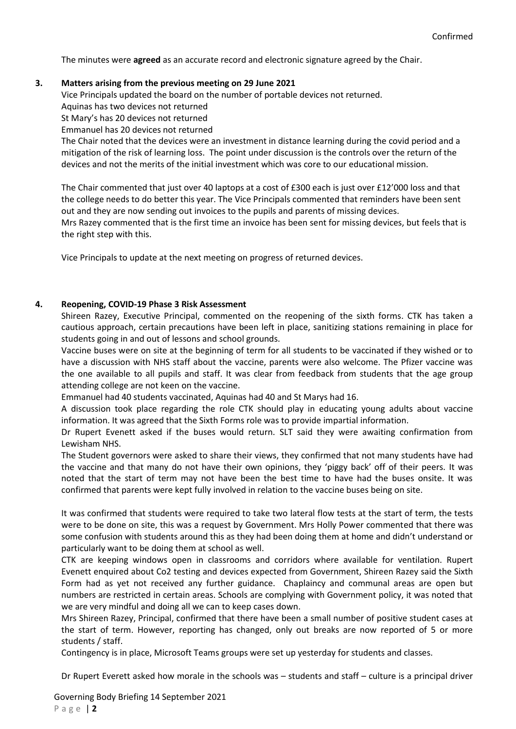The minutes were **agreed** as an accurate record and electronic signature agreed by the Chair.

## 3. Matters arising from the previous meeting on 29 June 2021

Vice Principals updated the board on the number of portable devices not returned.

Aquinas has two devices not returned

St Mary's has 20 devices not returned

Emmanuel has 20 devices not returned

The Chair noted that the devices were an investment in distance learning during the covid period and a mitigation of the risk of learning loss. The point under discussion is the controls over the return of the devices and not the merits of the initial investment which was core to our educational mission.

The Chair commented that just over 40 laptops at a cost of £300 each is just over £12'000 loss and that the college needs to do better this year. The Vice Principals commented that reminders have been sent out and they are now sending out invoices to the pupils and parents of missing devices.

Mrs Razey commented that is the first time an invoice has been sent for missing devices, but feels that is the right step with this.

Vice Principals to update at the next meeting on progress of returned devices.

## 4. Reopening, COVID-19 Phase 3 Risk Assessment

Shireen Razey, Executive Principal, commented on the reopening of the sixth forms. CTK has taken a cautious approach, certain precautions have been left in place, sanitizing stations remaining in place for students going in and out of lessons and school grounds.

Vaccine buses were on site at the beginning of term for all students to be vaccinated if they wished or to have a discussion with NHS staff about the vaccine, parents were also welcome. The Pfizer vaccine was the one available to all pupils and staff. It was clear from feedback from students that the age group attending college are not keen on the vaccine.

Emmanuel had 40 students vaccinated, Aquinas had 40 and St Marys had 16.

A discussion took place regarding the role CTK should play in educating young adults about vaccine information. It was agreed that the Sixth Forms role was to provide impartial information.

Dr Rupert Evenett asked if the buses would return. SLT said they were awaiting confirmation from Lewisham NHS.

The Student governors were asked to share their views, they confirmed that not many students have had the vaccine and that many do not have their own opinions, they 'piggy back' off of their peers. It was noted that the start of term may not have been the best time to have had the buses onsite. It was confirmed that parents were kept fully involved in relation to the vaccine buses being on site.

It was confirmed that students were required to take two lateral flow tests at the start of term, the tests were to be done on site, this was a request by Government. Mrs Holly Power commented that there was some confusion with students around this as they had been doing them at home and didn't understand or particularly want to be doing them at school as well.

CTK are keeping windows open in classrooms and corridors where available for ventilation. Rupert Evenett enquired about Co2 testing and devices expected from Government, Shireen Razey said the Sixth Form had as yet not received any further guidance. Chaplaincy and communal areas are open but numbers are restricted in certain areas. Schools are complying with Government policy, it was noted that we are very mindful and doing all we can to keep cases down.

Mrs Shireen Razey, Principal, confirmed that there have been a small number of positive student cases at the start of term. However, reporting has changed, only out breaks are now reported of 5 or more students / staff.

Contingency is in place, Microsoft Teams groups were set up yesterday for students and classes.

Dr Rupert Everett asked how morale in the schools was – students and staff – culture is a principal driver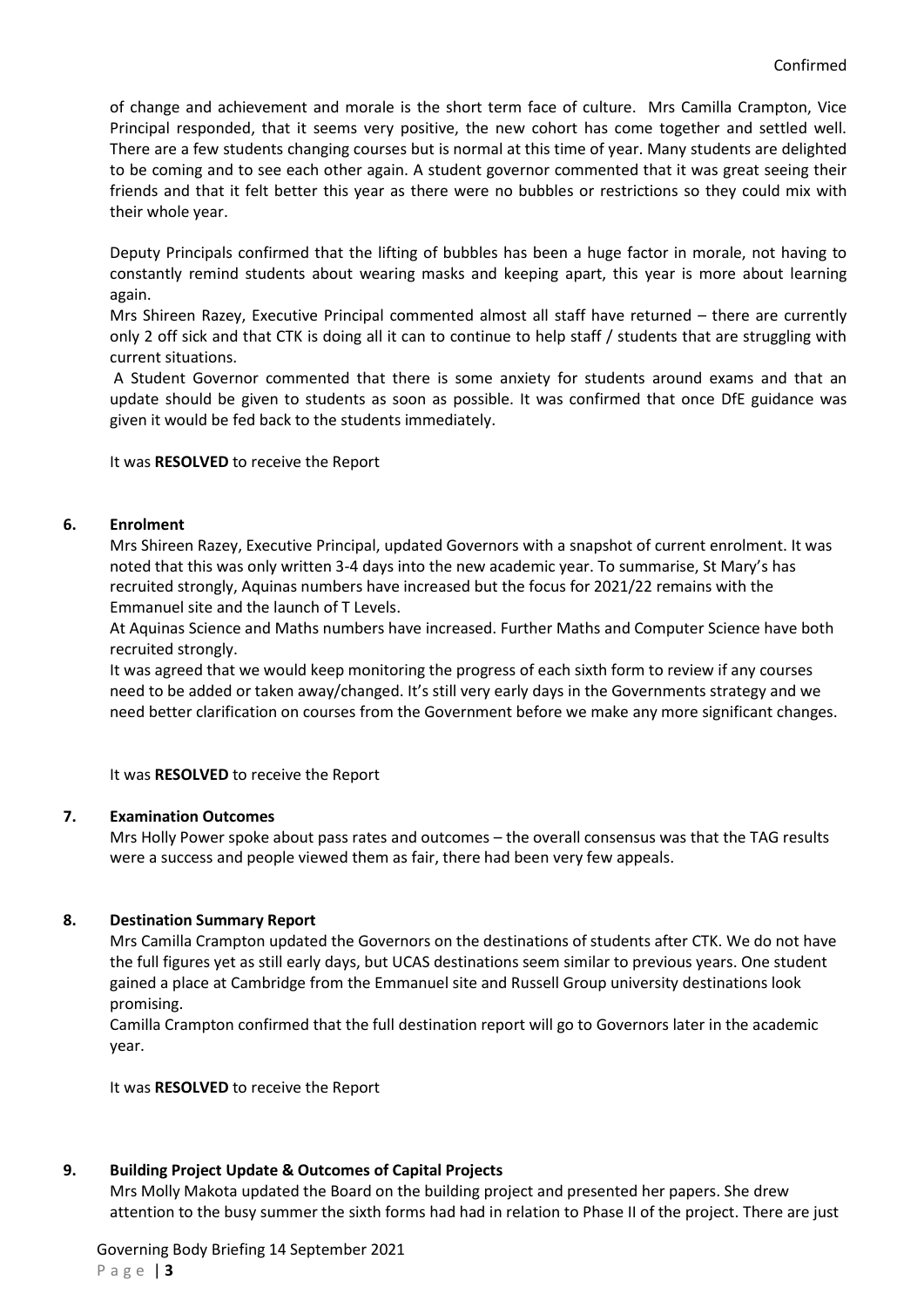of change and achievement and morale is the short term face of culture. Mrs Camilla Crampton, Vice Principal responded, that it seems very positive, the new cohort has come together and settled well. There are a few students changing courses but is normal at this time of year. Many students are delighted to be coming and to see each other again. A student governor commented that it was great seeing their friends and that it felt better this year as there were no bubbles or restrictions so they could mix with their whole year.

Deputy Principals confirmed that the lifting of bubbles has been a huge factor in morale, not having to constantly remind students about wearing masks and keeping apart, this year is more about learning again.

Mrs Shireen Razey, Executive Principal commented almost all staff have returned – there are currently only 2 off sick and that CTK is doing all it can to continue to help staff / students that are struggling with current situations.

A Student Governor commented that there is some anxiety for students around exams and that an update should be given to students as soon as possible. It was confirmed that once DfE guidance was given it would be fed back to the students immediately.

It was **RESOLVED** to receive the Report

## 6. Enrolment

Mrs Shireen Razey, Executive Principal, updated Governors with a snapshot of current enrolment. It was noted that this was only written 3-4 days into the new academic year. To summarise, St Mary's has recruited strongly, Aquinas numbers have increased but the focus for 2021/22 remains with the Emmanuel site and the launch of T Levels.

At Aquinas Science and Maths numbers have increased. Further Maths and Computer Science have both recruited strongly.

It was agreed that we would keep monitoring the progress of each sixth form to review if any courses need to be added or taken away/changed. It's still very early days in the Governments strategy and we need better clarification on courses from the Government before we make any more significant changes.

It was **RESOLVED** to receive the Report

## 7. Examination Outcomes

Mrs Holly Power spoke about pass rates and outcomes – the overall consensus was that the TAG results were a success and people viewed them as fair, there had been very few appeals.

## 8. Destination Summary Report

Mrs Camilla Crampton updated the Governors on the destinations of students after CTK. We do not have the full figures yet as still early days, but UCAS destinations seem similar to previous years. One student gained a place at Cambridge from the Emmanuel site and Russell Group university destinations look promising.

Camilla Crampton confirmed that the full destination report will go to Governors later in the academic year.

It was **RESOLVED** to receive the Report

## 9. Building Project Update & Outcomes of Capital Projects

Mrs Molly Makota updated the Board on the building project and presented her papers. She drew attention to the busy summer the sixth forms had had in relation to Phase II of the project. There are just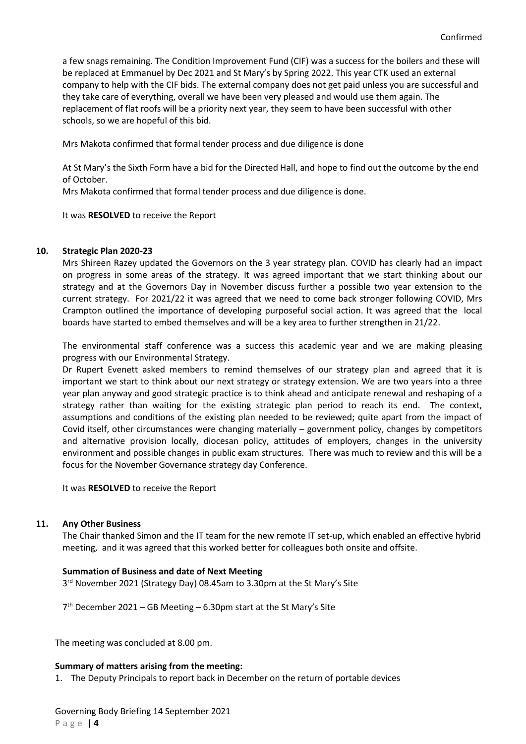a few snags remaining. The Condition Improvement Fund (CIF) was a success for the boilers and these will be replaced at Emmanuel by Dec 2021 and St Mary's by Spring 2022. This year CTK used an external company to help with the CIF bids. The external company does not get paid unless you are successful and they take care of everything, overall we have been very pleased and would use them again. The replacement of flat roofs will be a priority next year, they seem to have been successful with other schools, so we are hopeful of this bid.

Mrs Makota confirmed that formal tender process and due diligence is done

At St Mary's the Sixth Form have a bid for the Directed Hall, and hope to find out the outcome by the end of October.
Mrs Makota confirmed that formal tender process and due diligence is done.

It was **RESOLVED** to receive the Report

## 10. Strategic Plan 2020-23

Mrs Shireen Razey updated the Governors on the 3 year strategy plan. COVID has clearly had an impact on progress in some areas of the strategy. It was agreed important that we start thinking about our strategy and at the Governors Day in November discuss further a possible two year extension to the current strategy. For 2021/22 it was agreed that we need to come back stronger following COVID, Mrs Crampton outlined the importance of developing purposeful social action. It was agreed that the local boards have started to embed themselves and will be a key area to further strengthen in 21/22.

The environmental staff conference was a success this academic year and we are making pleasing progress with our Environmental Strategy.
Dr Rupert Evenett asked members to remind themselves of our strategy plan and agreed that it is important we start to think about our next strategy or strategy extension. We are two years into a three year plan anyway and good strategic practice is to think ahead and anticipate renewal and reshaping of a strategy rather than waiting for the existing strategic plan period to reach its end. The context, assumptions and conditions of the existing plan needed to be reviewed; quite apart from the impact of Covid itself, other circumstances were changing materially – government policy, changes by competitors and alternative provision locally, diocesan policy, attitudes of employers, changes in the university environment and possible changes in public exam structures. There was much to review and this will be a focus for the November Governance strategy day Conference.

It was **RESOLVED** to receive the Report

## 11. Any Other Business

The Chair thanked Simon and the IT team for the new remote IT set-up, which enabled an effective hybrid meeting, and it was agreed that this worked better for colleagues both onsite and offsite.

### Summation of Business and date of Next Meeting

3rd November 2021 (Strategy Day) 08.45am to 3.30pm at the St Mary's Site

7th December 2021 – GB Meeting – 6.30pm start at the St Mary's Site

The meeting was concluded at 8.00 pm.

### Summary of matters arising from the meeting:

1. The Deputy Principals to report back in December on the return of portable devices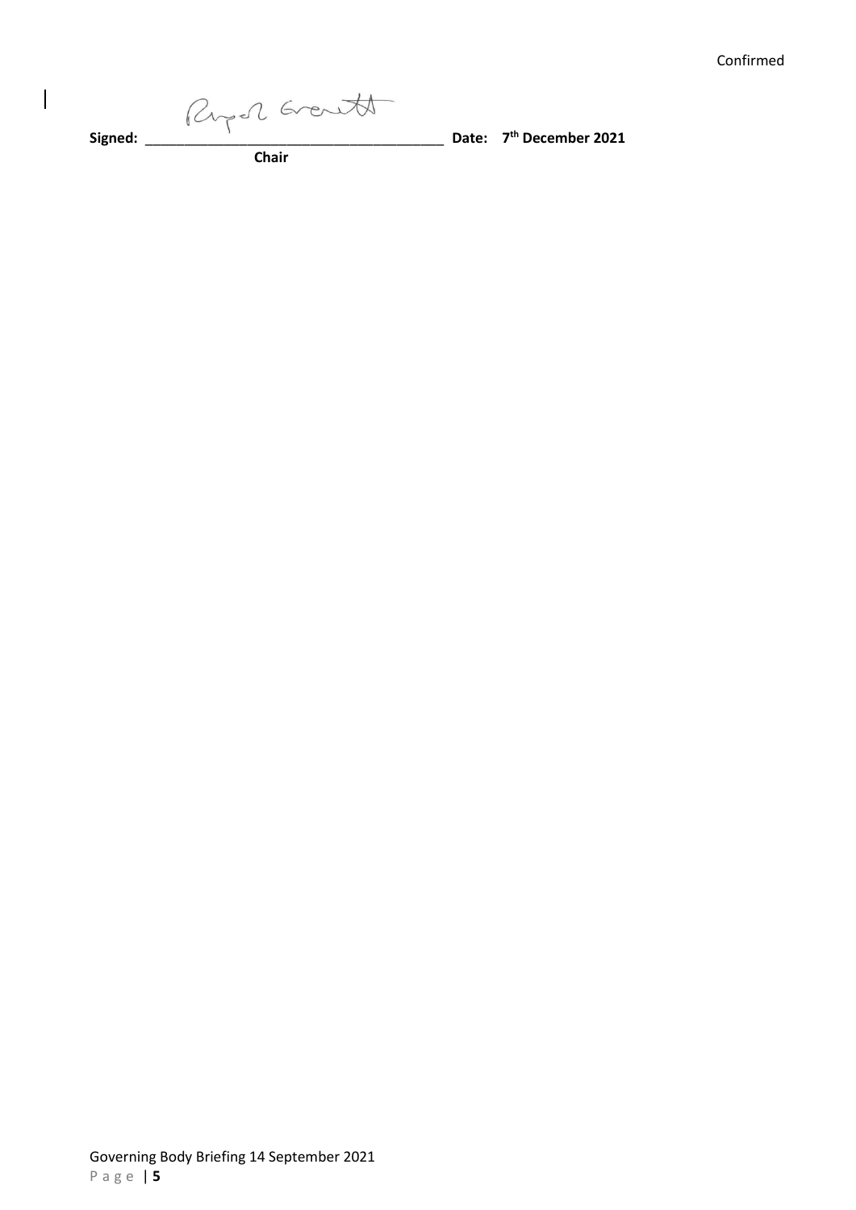Confirmed

**Signed:** _______________________________________ **Date: 7th December 2021**
**Chair**